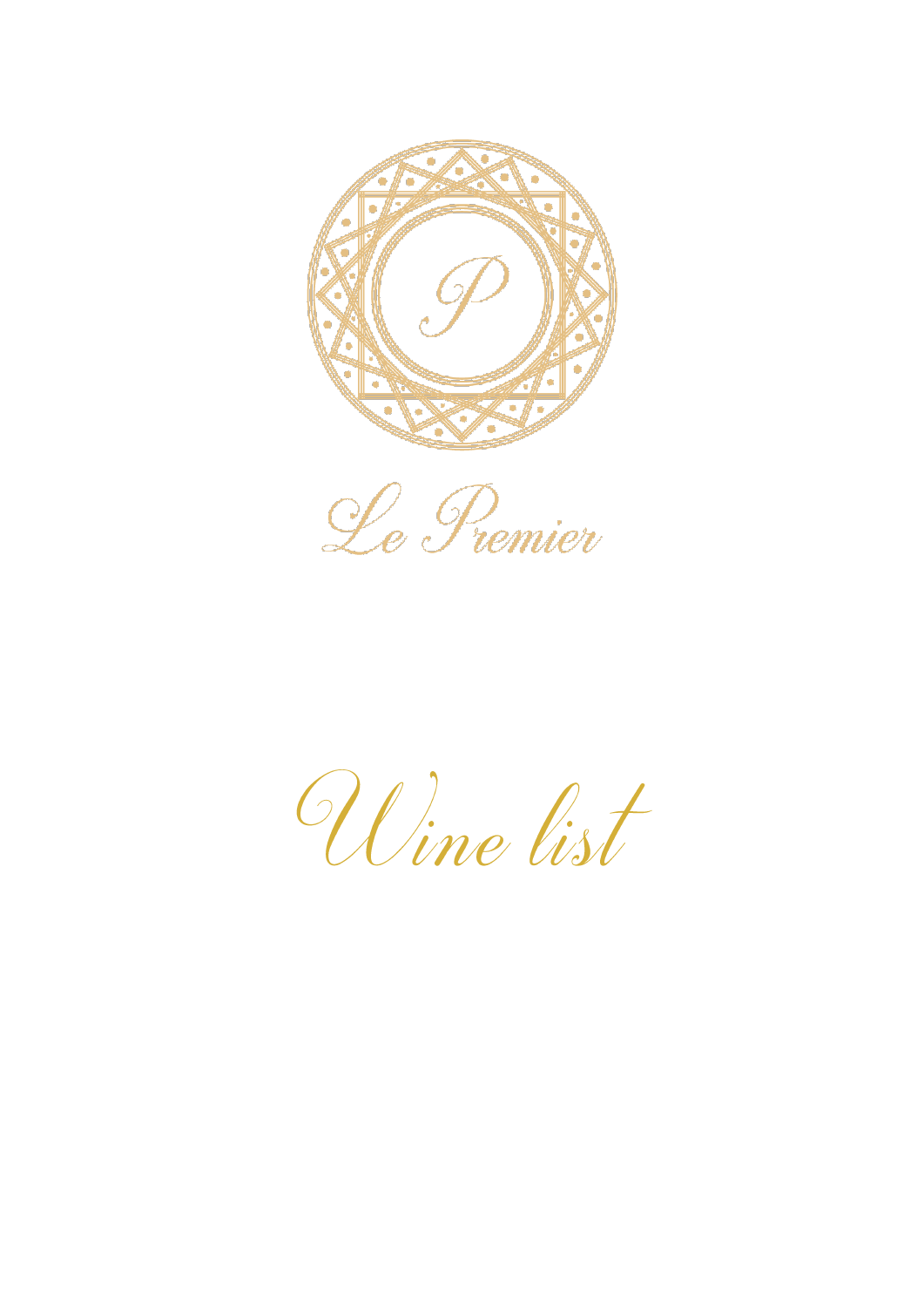# Le Premier

# Wine list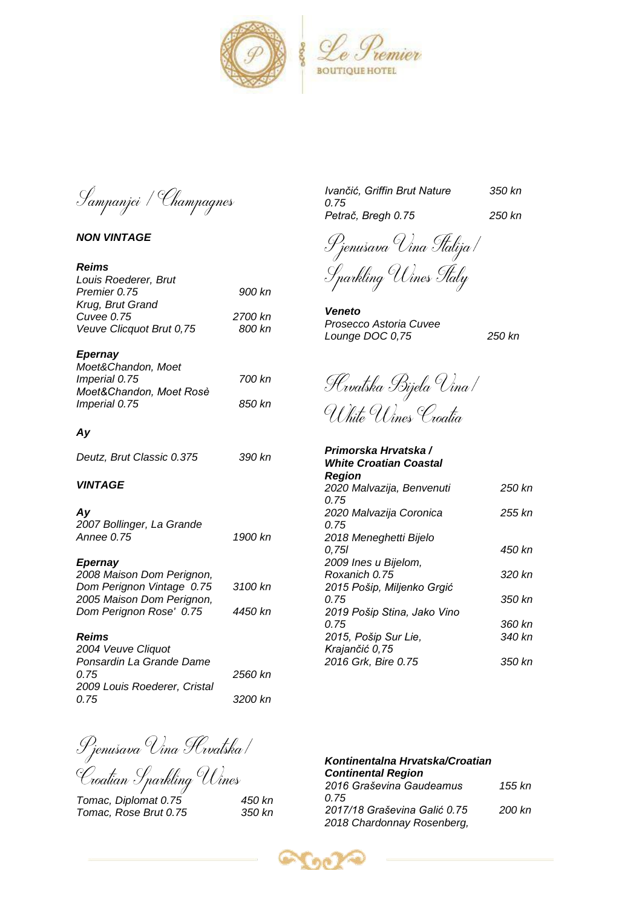# Šampanjci / Champagnes

***NON VINTAGE***

***Reims***

| | |
|---|---|
| *Louis Roederer, Brut Premier 0.75* | *900 kn* |
| *Krug, Brut Grand Cuvee 0.75* | *2700 kn* |
| *Veuve Clicquot Brut 0,75* | *800 kn* |

***Epernay***

| | |
|---|---|
| *Moet&Chandon, Moet Imperial 0.75* | *700 kn* |
| *Moet&Chandon, Moet Rosè Imperial 0.75* | *850 kn* |

***Ay***

| | |
|---|---|
| *Deutz, Brut Classic 0.375* | *390 kn* |

***VINTAGE***

***Ay***

| | |
|---|---|
| *2007 Bollinger, La Grande Annee 0.75* | *1900 kn* |

***Epernay***

| | |
|---|---|
| *2008 Maison Dom Perignon, Dom Perignon Vintage 0.75* | *3100 kn* |
| *2005 Maison Dom Perignon, Dom Perignon Rose' 0.75* | *4450 kn* |

***Reims***

| | |
|---|---|
| *2004 Veuve Cliquot Ponsardin La Grande Dame 0.75* | *2560 kn* |
| *2009 Louis Roederer, Cristal 0.75* | *3200 kn* |

# Pjenušava Vina Hrvatska / Croatian Sparkling Wines

| | |
|---|---|
| *Tomac, Diplomat 0.75* | *450 kn* |
| *Tomac, Rose Brut 0.75* | *350 kn* |
| *Ivančić, Griffin Brut Nature 0.75* | *350 kn* |
| *Petrač, Bregh 0.75* | *250 kn* |

# Pjenušava Vina Italija / Sparkling Wines Italy

***Veneto***

| | |
|---|---|
| *Prosecco Astoria Cuvee Lounge DOC 0,75* | *250 kn* |

# Hrvatska Bijela Vina / White Wines Croatia

***Primorska Hrvatska / White Croatian Coastal Region***

| | |
|---|---|
| *2020 Malvazija, Benvenuti 0.75* | *250 kn* |
| *2020 Malvazija Coronica 0.75* | *255 kn* |
| *2018 Meneghetti Bijelo 0,75l* | *450 kn* |
| *2009 Ines u Bijelom, Roxanich 0.75* | *320 kn* |
| *2015 Pošip, Miljenko Grgić 0.75* | *350 kn* |
| *2019 Pošip Stina, Jako Vino 0.75* | *360 kn* |
| *2015, Pošip Sur Lie, Krajančić 0,75* | *340 kn* |
| *2016 Grk, Bire 0.75* | *350 kn* |

***Kontinentalna Hrvatska/Croatian Continental Region***

| | |
|---|---|
| *2016 Graševina Gaudeamus 0.75* | *155 kn* |
| *2017/18 Graševina Galić 0.75* | *200 kn* |
| *2018 Chardonnay Rosenberg,* | |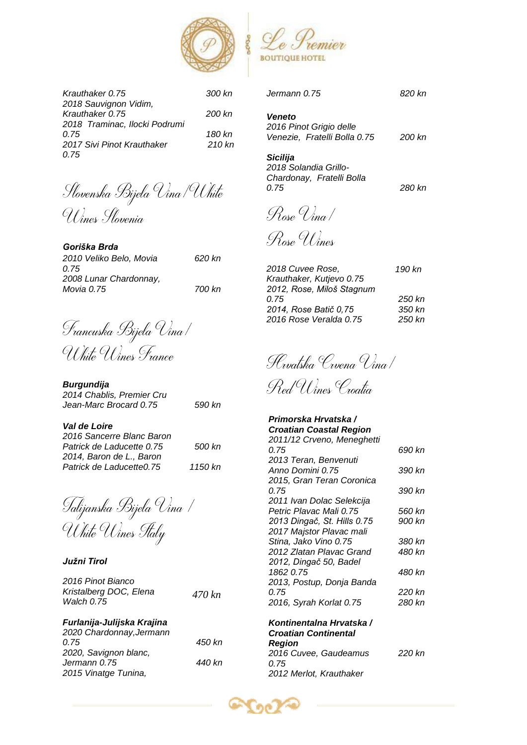| | |
|---|---|
| *Krauthaker 0.75* | *300 kn* |
| *2018 Sauvignon Vidim, Krauthaker 0.75* | *200 kn* |
| *2018 Traminac, Ilocki Podrumi 0.75* | *180 kn* |
| *2017 Sivi Pinot Krauthaker 0.75* | *210 kn* |

## Slovenska Bijela Vina / White Wines Slovenia

**Goriška Brda**

| | |
|---|---|
| *2010 Veliko Belo, Movia 0.75* | *620 kn* |
| *2008 Lunar Chardonnay, Movia 0.75* | *700 kn* |

## Francuska Bijela Vina / White Wines France

**Burgundija**

| | |
|---|---|
| *2014 Chablis, Premier Cru Jean-Marc Brocard 0.75* | *590 kn* |

**Val de Loire**

| | |
|---|---|
| *2016 Sancerre Blanc Baron Patrick de Laducette 0.75* | *500 kn* |
| *2014, Baron de L., Baron Patrick de Laducette0.75* | *1150 kn* |

## Talijanska Bijela Vina / White Wines Italy

**Južni Tirol**

| | |
|---|---|
| *2016 Pinot Bianco Kristalberg DOC, Elena Walch 0.75* | *470 kn* |

**Furlanija-Julijska Krajina**

| | |
|---|---|
| *2020 Chardonnay,Jermann 0.75* | *450 kn* |
| *2020, Savignon blanc, Jermann 0.75* | *440 kn* |
| *2015 Vinatge Tunina, Jermann 0.75* | *820 kn* |

**Veneto**

| | |
|---|---|
| *2016 Pinot Grigio delle Venezie, Fratelli Bolla 0.75* | *200 kn* |

**Sicilija**

| | |
|---|---|
| *2018 Solandia Grillo-Chardonay, Fratelli Bolla 0.75* | *280 kn* |

## Rose Vina / Rose Wines

| | |
|---|---|
| *2018 Cuvee Rose, Krauthaker, Kutjevo 0.75* | *190 kn* |
| *2012, Rose, Miloš Stagnum 0.75* | *250 kn* |
| *2014, Rose Batič 0,75* | *350 kn* |
| *2016 Rose Veralda 0.75* | *250 kn* |

## Hrvatska Crvena Vina / Red Wines Croatia

***Primorska Hrvatska / Croatian Coastal Region***

| | |
|---|---|
| *2011/12 Crveno, Meneghetti 0.75* | *690 kn* |
| *2013 Teran, Benvenuti Anno Domini 0.75* | *390 kn* |
| *2015, Gran Teran Coronica 0.75* | *390 kn* |
| *2011 Ivan Dolac Selekcija Petric Plavac Mali 0.75* | *560 kn* |
| *2013 Dingač, St. Hills 0.75* | *900 kn* |
| *2017 Majstor Plavac mali Stina, Jako Vino 0.75* | *380 kn* |
| *2012 Zlatan Plavac Grand* | *480 kn* |
| *2012, Dingač 50, Badel 1862 0.75* | *480 kn* |
| *2013, Postup, Donja Banda 0.75* | *220 kn* |
| *2016, Syrah Korlat 0.75* | *280 kn* |

***Kontinentalna Hrvatska / Croatian Continental Region***

| | |
|---|---|
| *2016 Cuvee, Gaudeamus 0.75* | *220 kn* |
| *2012 Merlot, Krauthaker* | |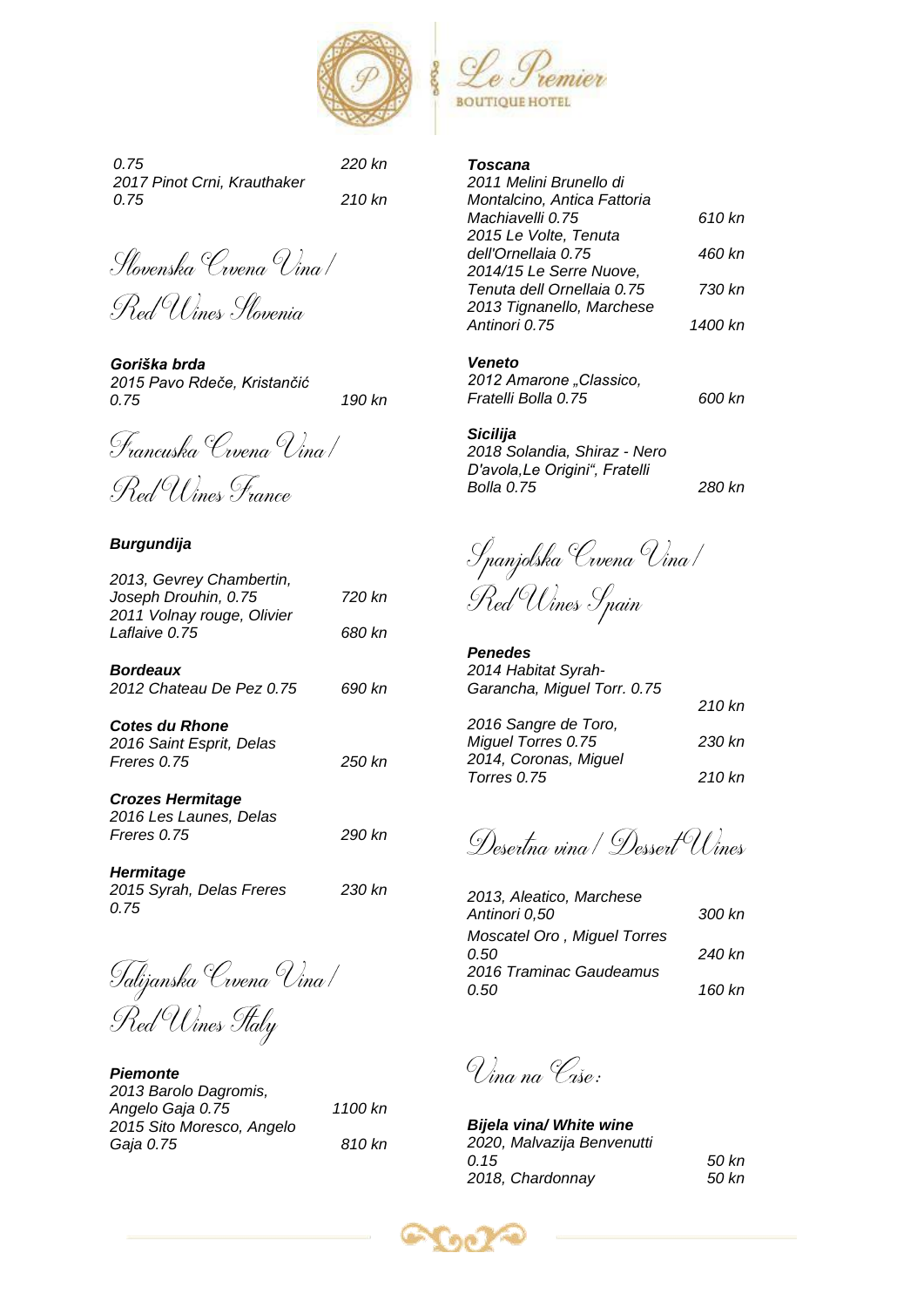0.75 220 kn

2017 Pinot Crni, Krauthaker 0.75 210 kn

## Slovenska Crvena Vina / Red Wines Slovenia

**Goriška brda**

2015 Pavo Rdeče, Kristančić 0.75 190 kn

## Francuska Crvena Vina / Red Wines France

**Burgundija**

2013, Gevrey Chambertin, Joseph Drouhin, 0.75 720 kn

2011 Volnay rouge, Olivier Laflaive 0.75 680 kn

**Bordeaux**

2012 Chateau De Pez 0.75 690 kn

**Cotes du Rhone**

2016 Saint Esprit, Delas Freres 0.75 250 kn

**Crozes Hermitage**

2016 Les Launes, Delas Freres 0.75 290 kn

**Hermitage**

2015 Syrah, Delas Freres 0.75 230 kn

## Talijanska Crvena Vina / Red Wines Italy

**Piemonte**

2013 Barolo Dagromis, Angelo Gaja 0.75 1100 kn

2015 Sito Moresco, Angelo Gaja 0.75 810 kn

**Toscana**

2011 Melini Brunello di Montalcino, Antica Fattoria Machiavelli 0.75 610 kn

2015 Le Volte, Tenuta dell'Ornellaia 0.75 460 kn

2014/15 Le Serre Nuove, Tenuta dell Ornellaia 0.75 730 kn

2013 Tignanello, Marchese Antinori 0.75 1400 kn

**Veneto**

2012 Amarone „Classico, Fratelli Bolla 0.75 600 kn

**Sicilija**

2018 Solandia, Shiraz - Nero D'avola,Le Origini", Fratelli Bolla 0.75 280 kn

## Spanjolska Crvena Vina / Red Wines Spain

**Penedes**

2014 Habitat Syrah-Garancha, Miguel Torr. 0.75 210 kn

2016 Sangre de Toro, Miguel Torres 0.75 230 kn

2014, Coronas, Miguel Torres 0.75 210 kn

## Desertna vina / Dessert Wines

2013, Aleatico, Marchese Antinori 0,50 300 kn

Moscatel Oro , Miguel Torres 0.50 240 kn

2016 Traminac Gaudeamus 0.50 160 kn

## Vina na Čaše:

**Bijela vina/ White wine**

2020, Malvazija Benvenutti 0.15 50 kn

2018, Chardonnay 50 kn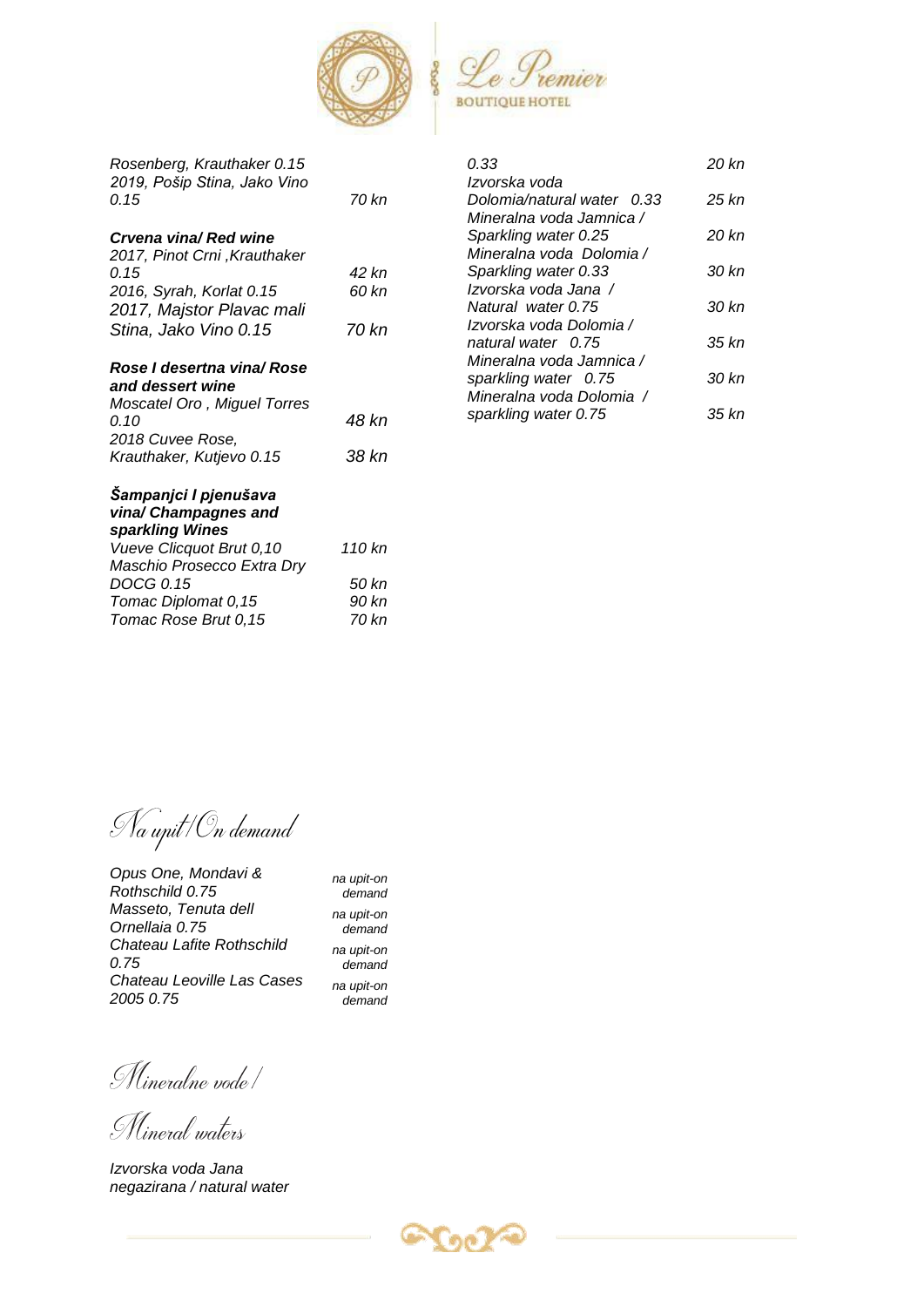| | |
|---|---|
| Rosenberg, Krauthaker 0.15 | |
| 2019, Pošip Stina, Jako Vino 0.15 | 70 kn |

**Crvena vina/ Red wine**

| | |
|---|---|
| 2017, Pinot Crni ,Krauthaker 0.15 | 42 kn |
| 2016, Syrah, Korlat 0.15 | 60 kn |
| 2017, Majstor Plavac mali Stina, Jako Vino 0.15 | 70 kn |

**Rose I desertna vina/ Rose and dessert wine**

| | |
|---|---|
| Moscatel Oro , Miguel Torres 0.10 | 48 kn |
| 2018 Cuvee Rose, Krauthaker, Kutjevo 0.15 | 38 kn |

**Šampanjci I pjenušava vina/ Champagnes and sparkling Wines**

| | |
|---|---|
| Vueve Clicquot Brut 0,10 | 110 kn |
| Maschio Prosecco Extra Dry DOCG 0.15 | 50 kn |
| Tomac Diplomat 0,15 | 90 kn |
| Tomac Rose Brut 0,15 | 70 kn |

## Na upit/On demand

| | |
|---|---|
| Opus One, Mondavi & Rothschild 0.75 | na upit-on demand |
| Masseto, Tenuta dell Ornellaia 0.75 | na upit-on demand |
| Chateau Lafite Rothschild 0.75 | na upit-on demand |
| Chateau Leoville Las Cases 2005 0.75 | na upit-on demand |

## Mineralne vode / Mineral waters

| | |
|---|---|
| Izvorska voda Jana negazirana / natural water 0.33 | 20 kn |
| Izvorska voda Dolomia/natural water 0.33 | 25 kn |
| Mineralna voda Jamnica / Sparkling water 0.25 | 20 kn |
| Mineralna voda Dolomia / Sparkling water 0.33 | 30 kn |
| Izvorska voda Jana / Natural water 0.75 | 30 kn |
| Izvorska voda Dolomia / natural water 0.75 | 35 kn |
| Mineralna voda Jamnica / sparkling water 0.75 | 30 kn |
| Mineralna voda Dolomia / sparkling water 0.75 | 35 kn |